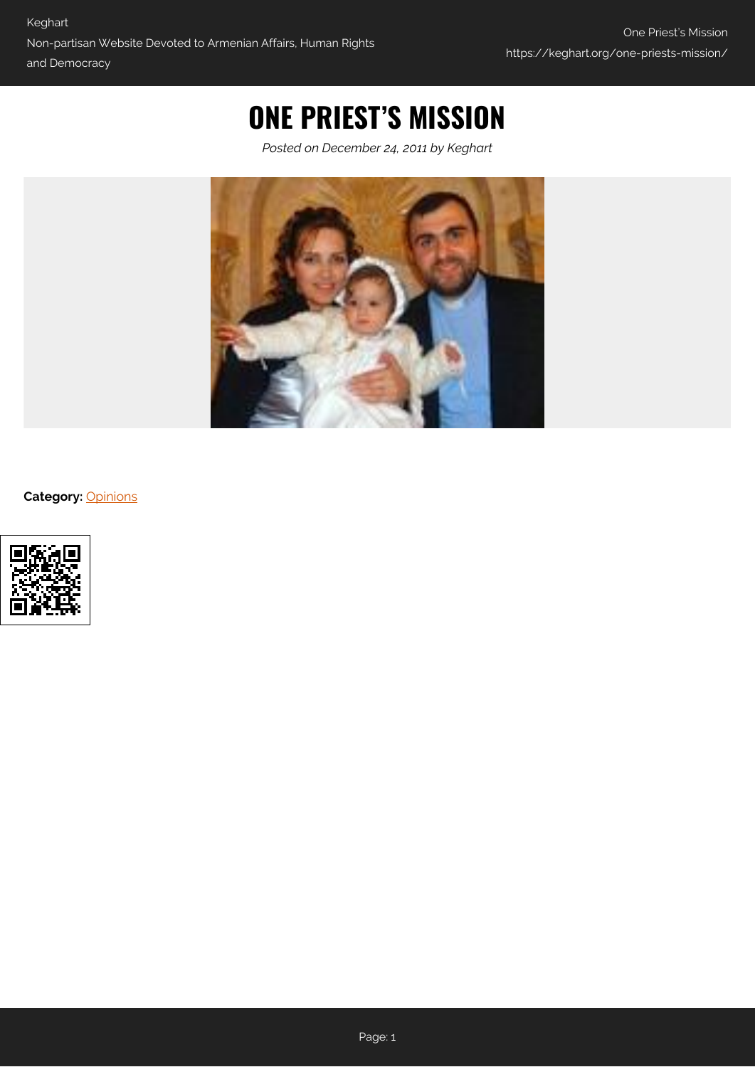# ONE PRIEST'S MISSION

*Posted on December 24, 2011 by Keghart*

**Category:** Opinions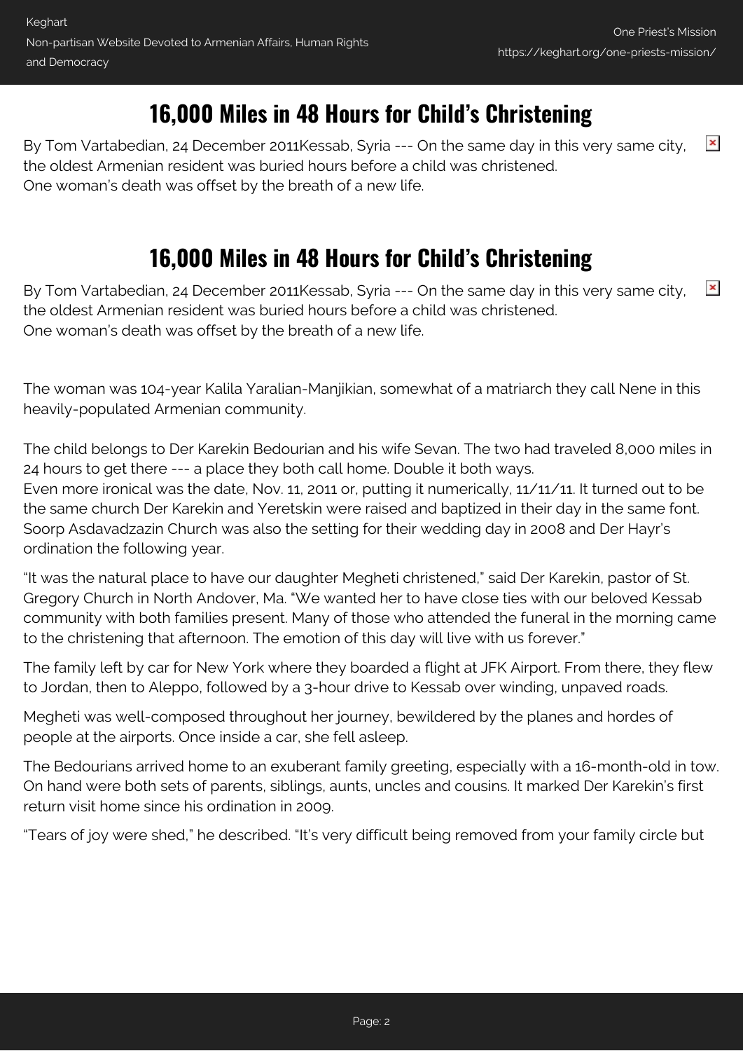## 16,000 Miles in 48 Hours for Child's Christening

By Tom Vartabedian, 24 December 2011Kessab, Syria --- On the same day in this very same city, the oldest Armenian resident was buried hours before a child was christened.
One woman's death was offset by the breath of a new life.

## 16,000 Miles in 48 Hours for Child's Christening

By Tom Vartabedian, 24 December 2011Kessab, Syria --- On the same day in this very same city, the oldest Armenian resident was buried hours before a child was christened.
One woman's death was offset by the breath of a new life.

The woman was 104-year Kalila Yaralian-Manjikian, somewhat of a matriarch they call Nene in this heavily-populated Armenian community.

The child belongs to Der Karekin Bedourian and his wife Sevan. The two had traveled 8,000 miles in 24 hours to get there --- a place they both call home. Double it both ways.
Even more ironical was the date, Nov. 11, 2011 or, putting it numerically, 11/11/11. It turned out to be the same church Der Karekin and Yeretskin were raised and baptized in their day in the same font. Soorp Asdavadzazin Church was also the setting for their wedding day in 2008 and Der Hayr's ordination the following year.

"It was the natural place to have our daughter Megheti christened," said Der Karekin, pastor of St. Gregory Church in North Andover, Ma. "We wanted her to have close ties with our beloved Kessab community with both families present. Many of those who attended the funeral in the morning came to the christening that afternoon. The emotion of this day will live with us forever."

The family left by car for New York where they boarded a flight at JFK Airport. From there, they flew to Jordan, then to Aleppo, followed by a 3-hour drive to Kessab over winding, unpaved roads.

Megheti was well-composed throughout her journey, bewildered by the planes and hordes of people at the airports. Once inside a car, she fell asleep.

The Bedourians arrived home to an exuberant family greeting, especially with a 16-month-old in tow. On hand were both sets of parents, siblings, aunts, uncles and cousins. It marked Der Karekin's first return visit home since his ordination in 2009.

"Tears of joy were shed," he described. "It's very difficult being removed from your family circle but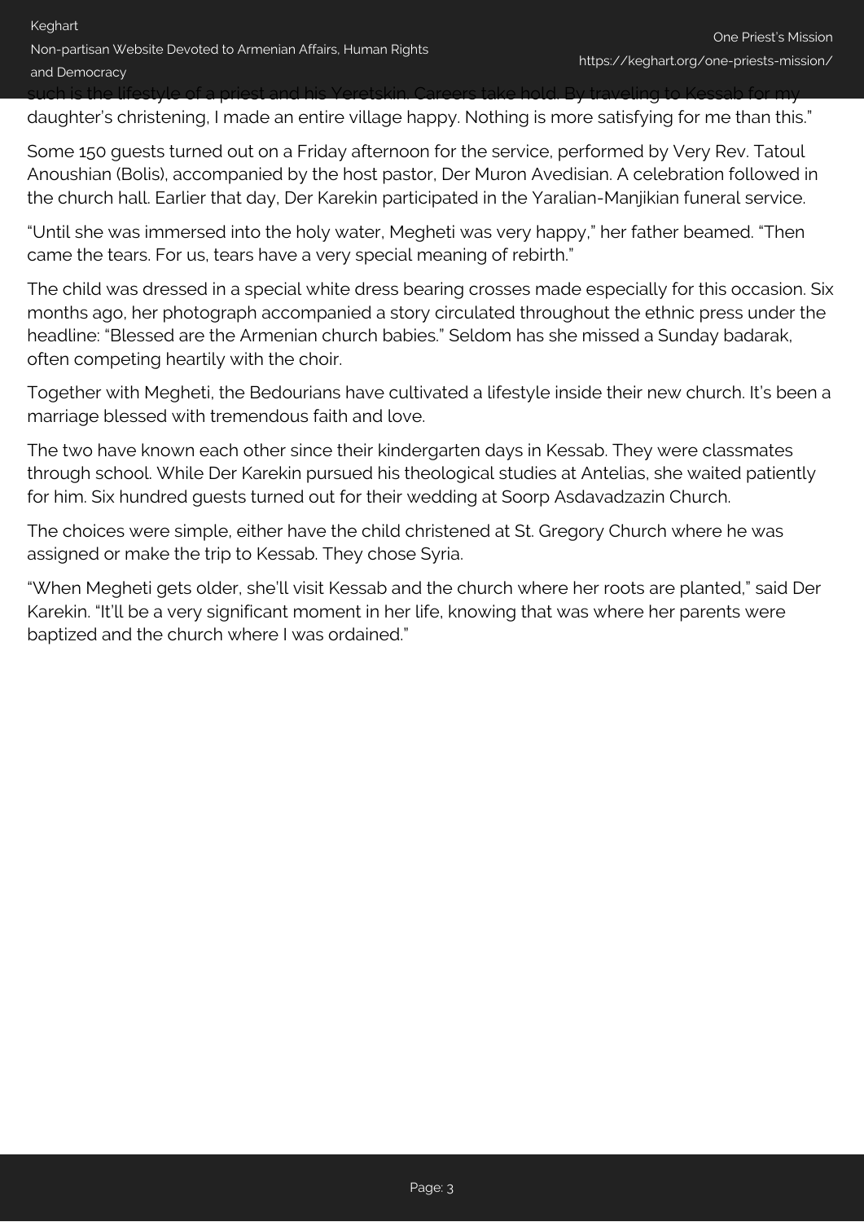such is the lifestyle of a priest and his Yeretskin. Careers take hold. By traveling to Kessab for my daughter's christening, I made an entire village happy. Nothing is more satisfying for me than this."

Some 150 guests turned out on a Friday afternoon for the service, performed by Very Rev. Tatoul Anoushian (Bolis), accompanied by the host pastor, Der Muron Avedisian. A celebration followed in the church hall. Earlier that day, Der Karekin participated in the Yaralian-Manjikian funeral service.

"Until she was immersed into the holy water, Megheti was very happy," her father beamed. "Then came the tears. For us, tears have a very special meaning of rebirth."

The child was dressed in a special white dress bearing crosses made especially for this occasion. Six months ago, her photograph accompanied a story circulated throughout the ethnic press under the headline: "Blessed are the Armenian church babies." Seldom has she missed a Sunday badarak, often competing heartily with the choir.

Together with Megheti, the Bedourians have cultivated a lifestyle inside their new church. It's been a marriage blessed with tremendous faith and love.

The two have known each other since their kindergarten days in Kessab. They were classmates through school. While Der Karekin pursued his theological studies at Antelias, she waited patiently for him. Six hundred guests turned out for their wedding at Soorp Asdavadzazin Church.

The choices were simple, either have the child christened at St. Gregory Church where he was assigned or make the trip to Kessab. They chose Syria.

"When Megheti gets older, she'll visit Kessab and the church where her roots are planted," said Der Karekin. "It'll be a very significant moment in her life, knowing that was where her parents were baptized and the church where I was ordained."